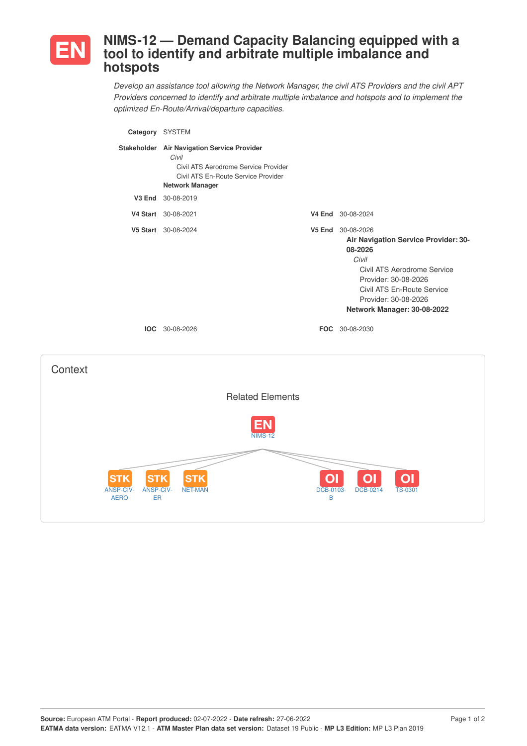# EN NIMS-12 — Demand Capacity Balancing equipped with a tool to identify and arbitrate multiple imbalance and hotspots

*Develop an assistance tool allowing the Network Manager, the civil ATS Providers and the civil APT Providers concerned to identify and arbitrate multiple imbalance and hotspots and to implement the optimized En-Route/Arrival/departure capacities.*

**Category** SYSTEM

**Stakeholder** **Air Navigation Service Provider**
- *Civil*
  - Civil ATS Aerodrome Service Provider
  - Civil ATS En-Route Service Provider

**Network Manager**

**V3 End** 30-08-2019

**V4 Start** 30-08-2021

**V4 End** 30-08-2024

**V5 Start** 30-08-2024

**V5 End** 30-08-2026
- **Air Navigation Service Provider: 30-08-2026**
  - *Civil*
    - Civil ATS Aerodrome Service Provider: 30-08-2026
    - Civil ATS En-Route Service Provider: 30-08-2026
- **Network Manager: 30-08-2022**

**IOC** 30-08-2026

**FOC** 30-08-2030

## Context

### Related Elements

EN NIMS-12

- STK ANSP-CIV-AERO
- STK ANSP-CIV-ER
- STK NET-MAN
- OI DCB-0103-B
- OI DCB-0214
- OI TS-0301

**Source:** European ATM Portal - **Report produced:** 02-07-2022 - **Date refresh:** 27-06-2022
**EATMA data version:** EATMA V12.1 - **ATM Master Plan data set version:** Dataset 19 Public - **MP L3 Edition:** MP L3 Plan 2019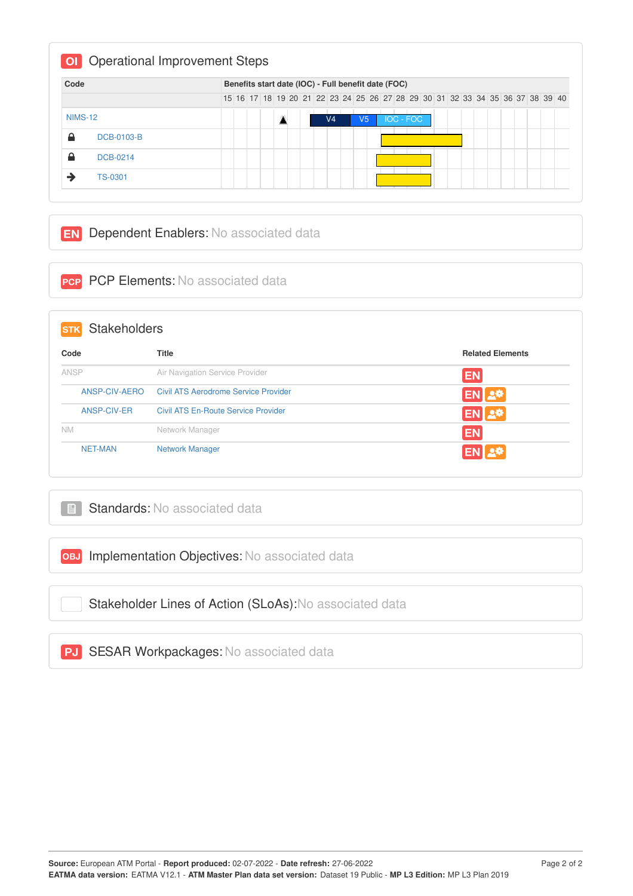## OI Operational Improvement Steps

| Code | Benefits start date (IOC) - Full benefit date (FOC) |
|---|---|
| | 15 16 17 18 19 20 21 22 23 24 25 26 27 28 29 30 31 32 33 34 35 36 37 38 39 40 |
| NIMS-12 | V4 V5 IOC - FOC |
| DCB-0103-B | |
| DCB-0214 | |
| TS-0301 | |

## EN Dependent Enablers: No associated data

## PCP PCP Elements: No associated data

## STK Stakeholders

| Code | Title | Related Elements |
|---|---|---|
| ANSP | Air Navigation Service Provider | EN |
| ANSP-CIV-AERO | Civil ATS Aerodrome Service Provider | EN |
| ANSP-CIV-ER | Civil ATS En-Route Service Provider | EN |
| NM | Network Manager | EN |
| NET-MAN | Network Manager | EN |

## Standards: No associated data

## OBJ Implementation Objectives: No associated data

## Stakeholder Lines of Action (SLoAs): No associated data

## PJ SESAR Workpackages: No associated data

**Source:** European ATM Portal - **Report produced:** 02-07-2022 - **Date refresh:** 27-06-2022
**EATMA data version:** EATMA V12.1 - **ATM Master Plan data set version:** Dataset 19 Public - **MP L3 Edition:** MP L3 Plan 2019